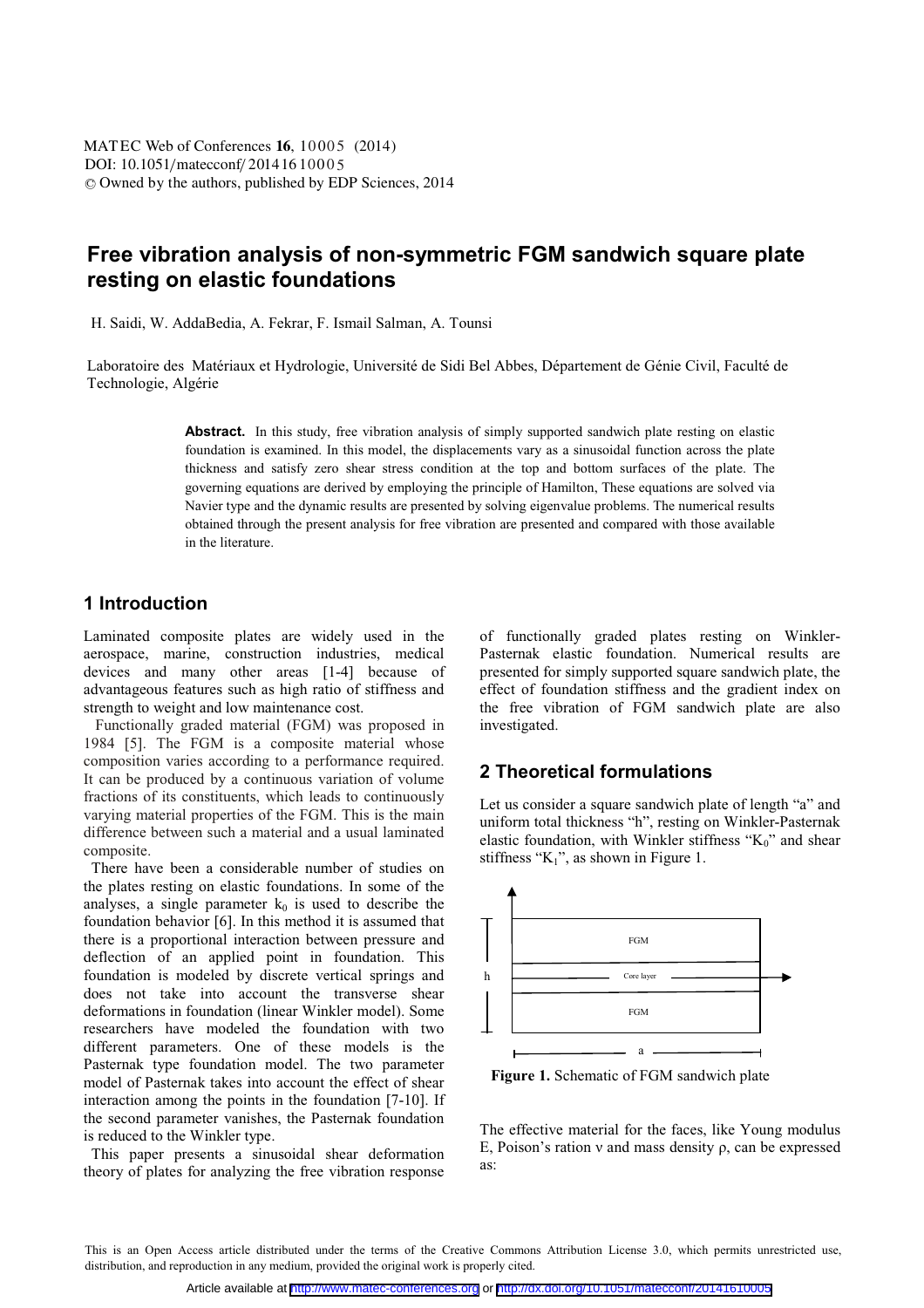# Free vibration analysis of non-symmetric FGM sandwich square plate resting on elastic foundations

H. Saidi, W. AddaBedia, A. Fekrar, F. Ismail Salman, A. Tounsi

Laboratoire des Matériaux et Hydrologie, Université de Sidi Bel Abbes, Département de Génie Civil, Faculté de Technologie, Algérie

**Abstract.** In this study, free vibration analysis of simply supported sandwich plate resting on elastic foundation is examined. In this model, the displacements vary as a sinusoidal function across the plate thickness and satisfy zero shear stress condition at the top and bottom surfaces of the plate. The governing equations are derived by employing the principle of Hamilton, These equations are solved via Navier type and the dynamic results are presented by solving eigenvalue problems. The numerical results obtained through the present analysis for free vibration are presented and compared with those available in the literature.

## 1 Introduction

Laminated composite plates are widely used in the aerospace, marine, construction industries, medical devices and many other areas [1-4] because of advantageous features such as high ratio of stiffness and strength to weight and low maintenance cost.

Functionally graded material (FGM) was proposed in 1984 [5]. The FGM is a composite material whose composition varies according to a performance required. It can be produced by a continuous variation of volume fractions of its constituents, which leads to continuously varying material properties of the FGM. This is the main difference between such a material and a usual laminated composite.

There have been a considerable number of studies on the plates resting on elastic foundations. In some of the analyses, a single parameter $k_0$ is used to describe the foundation behavior [6]. In this method it is assumed that there is a proportional interaction between pressure and deflection of an applied point in foundation. This foundation is modeled by discrete vertical springs and does not take into account the transverse shear deformations in foundation (linear Winkler model). Some researchers have modeled the foundation with two different parameters. One of these models is the Pasternak type foundation model. The two parameter model of Pasternak takes into account the effect of shear interaction among the points in the foundation [7-10]. If the second parameter vanishes, the Pasternak foundation is reduced to the Winkler type.

This paper presents a sinusoidal shear deformation theory of plates for analyzing the free vibration response of functionally graded plates resting on Winkler-Pasternak elastic foundation. Numerical results are presented for simply supported square sandwich plate, the effect of foundation stiffness and the gradient index on the free vibration of FGM sandwich plate are also investigated.

## 2 Theoretical formulations

Let us consider a square sandwich plate of length "a" and uniform total thickness "h", resting on Winkler-Pasternak elastic foundation, with Winkler stiffness "$K_0$" and shear stiffness "$K_1$", as shown in Figure 1.

FGM

Core layer

FGM

h

a

**Figure 1.** Schematic of FGM sandwich plate

The effective material for the faces, like Young modulus E, Poison's ration ν and mass density ρ, can be expressed as:

This is an Open Access article distributed under the terms of the Creative Commons Attribution License 3.0, which permits unrestricted use, distribution, and reproduction in any medium, provided the original work is properly cited.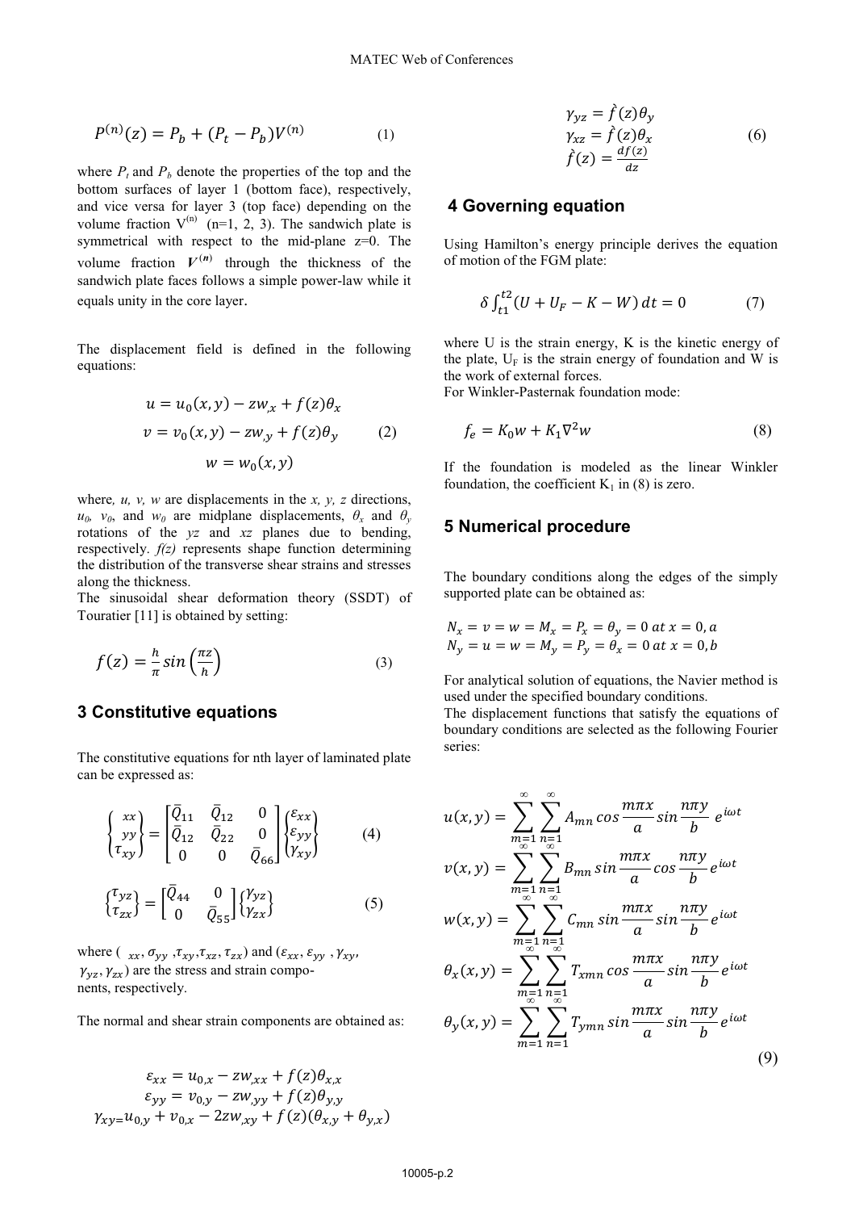$$P^{(n)}(z) = P_b + (P_t - P_b)V^{(n)} \tag{1}$$

where $P_t$ and $P_b$ denote the properties of the top and the bottom surfaces of layer 1 (bottom face), respectively, and vice versa for layer 3 (top face) depending on the volume fraction $V^{(n)}$ (n=1, 2, 3). The sandwich plate is symmetrical with respect to the mid-plane z=0. The volume fraction $V^{(n)}$ through the thickness of the sandwich plate faces follows a simple power-law while it equals unity in the core layer.

The displacement field is defined in the following equations:

$$\begin{aligned} u &= u_0(x,y) - zw_{,x} + f(z)\theta_x \\ v &= v_0(x,y) - zw_{,y} + f(z)\theta_y \\ w &= w_0(x,y) \end{aligned} \tag{2}$$

where, $u$, $v$, $w$ are displacements in the $x$, $y$, $z$ directions, $u_0$, $v_0$, and $w_0$ are midplane displacements, $\theta_x$ and $\theta_y$ rotations of the $yz$ and $xz$ planes due to bending, respectively. $f(z)$ represents shape function determining the distribution of the transverse shear strains and stresses along the thickness.

The sinusoidal shear deformation theory (SSDT) of Touratier [11] is obtained by setting:

$$f(z) = \frac{h}{\pi}\sin\left(\frac{\pi z}{h}\right) \tag{3}$$

## 3 Constitutive equations

The constitutive equations for nth layer of laminated plate can be expressed as:

$$\begin{Bmatrix} \sigma_{xx} \\ \sigma_{yy} \\ \tau_{xy} \end{Bmatrix} = \begin{bmatrix} \bar{Q}_{11} & \bar{Q}_{12} & 0 \\ \bar{Q}_{12} & \bar{Q}_{22} & 0 \\ 0 & 0 & \bar{Q}_{66} \end{bmatrix} \begin{Bmatrix} \varepsilon_{xx} \\ \varepsilon_{yy} \\ \gamma_{xy} \end{Bmatrix} \tag{4}$$

$$\begin{Bmatrix} \tau_{yz} \\ \tau_{zx} \end{Bmatrix} = \begin{bmatrix} \bar{Q}_{44} & 0 \\ 0 & \bar{Q}_{55} \end{bmatrix} \begin{Bmatrix} \gamma_{yz} \\ \gamma_{zx} \end{Bmatrix} \tag{5}$$

where ($\sigma_{xx}, \sigma_{yy}, \tau_{xy}, \tau_{xz}, \tau_{zx}$) and ($\varepsilon_{xx}, \varepsilon_{yy}, \gamma_{xy}, \gamma_{yz}, \gamma_{zx}$) are the stress and strain components, respectively.

The normal and shear strain components are obtained as:

$$\begin{aligned} \varepsilon_{xx} &= u_{0,x} - zw_{,xx} + f(z)\theta_{x,x} \\ \varepsilon_{yy} &= v_{0,y} - zw_{,yy} + f(z)\theta_{y,y} \\ \gamma_{xy} &= u_{0,y} + v_{0,x} - 2zw_{,xy} + f(z)(\theta_{x,y} + \theta_{y,x}) \end{aligned}$$

$$\begin{aligned} \gamma_{yz} &= \hat{f}(z)\theta_y \\ \gamma_{xz} &= \hat{f}(z)\theta_x \\ \hat{f}(z) &= \frac{df(z)}{dz} \end{aligned} \tag{6}$$

## 4 Governing equation

Using Hamilton's energy principle derives the equation of motion of the FGM plate:

$$\delta \int_{t1}^{t2} (U + U_F - K - W)\, dt = 0 \tag{7}$$

where U is the strain energy, K is the kinetic energy of the plate, $U_F$ is the strain energy of foundation and W is the work of external forces.

For Winkler-Pasternak foundation mode:

$$f_e = K_0 w + K_1 \nabla^2 w \tag{8}$$

If the foundation is modeled as the linear Winkler foundation, the coefficient $K_1$ in (8) is zero.

## 5 Numerical procedure

The boundary conditions along the edges of the simply supported plate can be obtained as:

$$N_x = v = w = M_x = P_x = \theta_y = 0 \text{ at } x = 0, a$$
$$N_y = u = w = M_y = P_y = \theta_x = 0 \text{ at } x = 0, b$$

For analytical solution of equations, the Navier method is used under the specified boundary conditions.

The displacement functions that satisfy the equations of boundary conditions are selected as the following Fourier series:

$$\begin{aligned} u(x,y) &= \sum_{m=1}^{\infty}\sum_{n=1}^{\infty} A_{mn} \cos\frac{m\pi x}{a} \sin\frac{n\pi y}{b}\, e^{i\omega t} \\ v(x,y) &= \sum_{m=1}^{\infty}\sum_{n=1}^{\infty} B_{mn} \sin\frac{m\pi x}{a} \cos\frac{n\pi y}{b}\, e^{i\omega t} \\ w(x,y) &= \sum_{m=1}^{\infty}\sum_{n=1}^{\infty} C_{mn} \sin\frac{m\pi x}{a} \sin\frac{n\pi y}{b}\, e^{i\omega t} \\ \theta_x(x,y) &= \sum_{m=1}^{\infty}\sum_{n=1}^{\infty} T_{xmn} \cos\frac{m\pi x}{a} \sin\frac{n\pi y}{b}\, e^{i\omega t} \\ \theta_y(x,y) &= \sum_{m=1}^{\infty}\sum_{n=1}^{\infty} T_{ymn} \sin\frac{m\pi x}{a} \sin\frac{n\pi y}{b}\, e^{i\omega t} \end{aligned} \tag{9}$$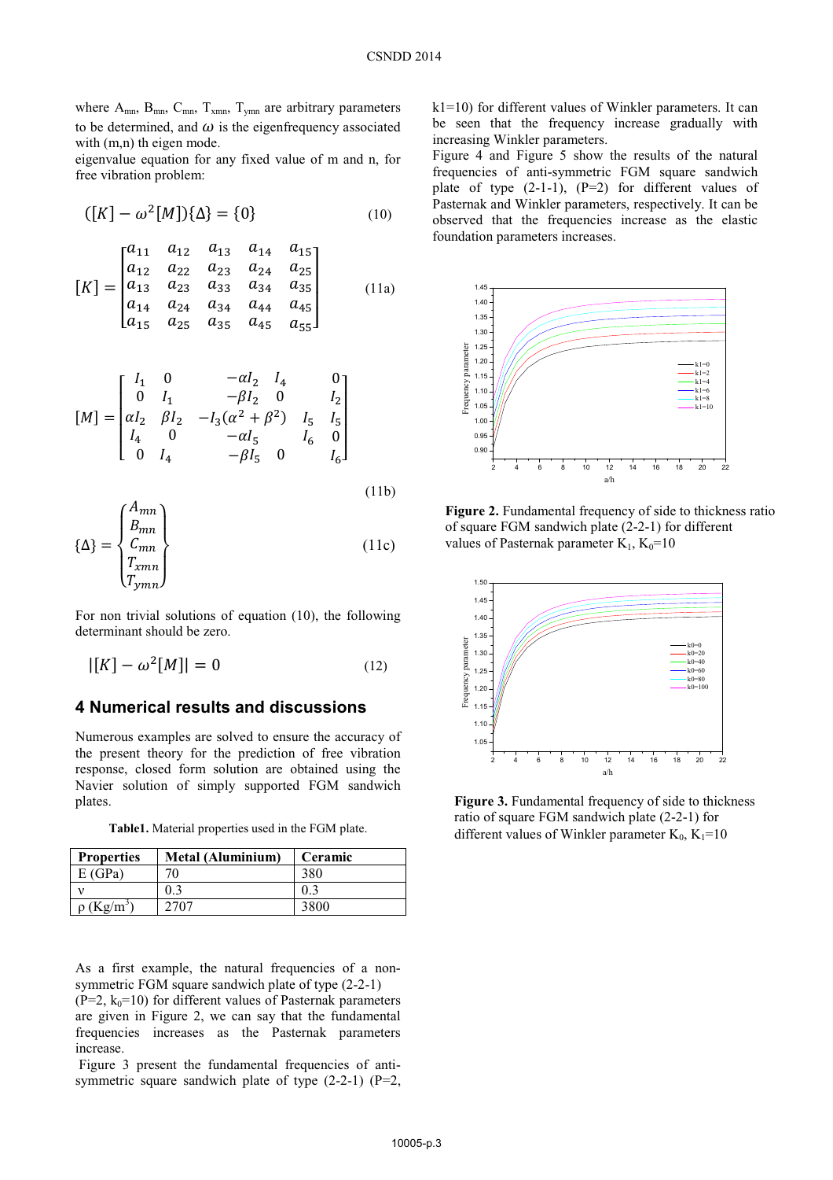where $A_{mn}$, $B_{mn}$, $C_{mn}$, $T_{xmn}$, $T_{ymn}$ are arbitrary parameters to be determined, and $\omega$ is the eigenfrequency associated with (m,n) th eigen mode.

eigenvalue equation for any fixed value of m and n, for free vibration problem:

$$([K] - \omega^2[M])\{\Delta\} = \{0\} \tag{10}$$

$$[K] = \begin{bmatrix} a_{11} & a_{12} & a_{13} & a_{14} & a_{15} \\ a_{12} & a_{22} & a_{23} & a_{24} & a_{25} \\ a_{13} & a_{23} & a_{33} & a_{34} & a_{35} \\ a_{14} & a_{24} & a_{34} & a_{44} & a_{45} \\ a_{15} & a_{25} & a_{35} & a_{45} & a_{55} \end{bmatrix} \tag{11a}$$

$$[M] = \begin{bmatrix} I_1 & 0 & -\alpha I_2 & I_4 & 0 \\ 0 & I_1 & -\beta I_2 & 0 & I_2 \\ \alpha I_2 & \beta I_2 & -I_3(\alpha^2+\beta^2) & I_5 & I_5 \\ I_4 & 0 & -\alpha I_5 & I_6 & 0 \\ 0 & I_4 & -\beta I_5 & 0 & I_6 \end{bmatrix} \tag{11b}$$

$$\{\Delta\} = \begin{Bmatrix} A_{mn} \\ B_{mn} \\ C_{mn} \\ T_{xmn} \\ T_{ymn} \end{Bmatrix} \tag{11c}$$

For non trivial solutions of equation (10), the following determinant should be zero.

$$|[K] - \omega^2[M]| = 0 \tag{12}$$

## 4 Numerical results and discussions

Numerous examples are solved to ensure the accuracy of the present theory for the prediction of free vibration response, closed form solution are obtained using the Navier solution of simply supported FGM sandwich plates.

**Table1.** Material properties used in the FGM plate.

| Properties | Metal (Aluminium) | Ceramic |
|---|---|---|
| E (GPa) | 70 | 380 |
| ν | 0.3 | 0.3 |
| ρ (Kg/m$^3$) | 2707 | 3800 |

As a first example, the natural frequencies of a non-symmetric FGM square sandwich plate of type (2-2-1) (P=2, $k_0$=10) for different values of Pasternak parameters are given in Figure 2, we can say that the fundamental frequencies increases as the Pasternak parameters increase.

Figure 3 present the fundamental frequencies of anti-symmetric square sandwich plate of type (2-2-1) (P=2, k1=10) for different values of Winkler parameters. It can be seen that the frequency increase gradually with increasing Winkler parameters.

Figure 4 and Figure 5 show the results of the natural frequencies of anti-symmetric FGM square sandwich plate of type (2-1-1), (P=2) for different values of Pasternak and Winkler parameters, respectively. It can be observed that the frequencies increase as the elastic foundation parameters increases.

**Figure 2.** Fundamental frequency of side to thickness ratio of square FGM sandwich plate (2-2-1) for different values of Pasternak parameter $K_1$, $K_0$=10

**Figure 3.** Fundamental frequency of side to thickness ratio of square FGM sandwich plate (2-2-1) for different values of Winkler parameter $K_0$, $K_1$=10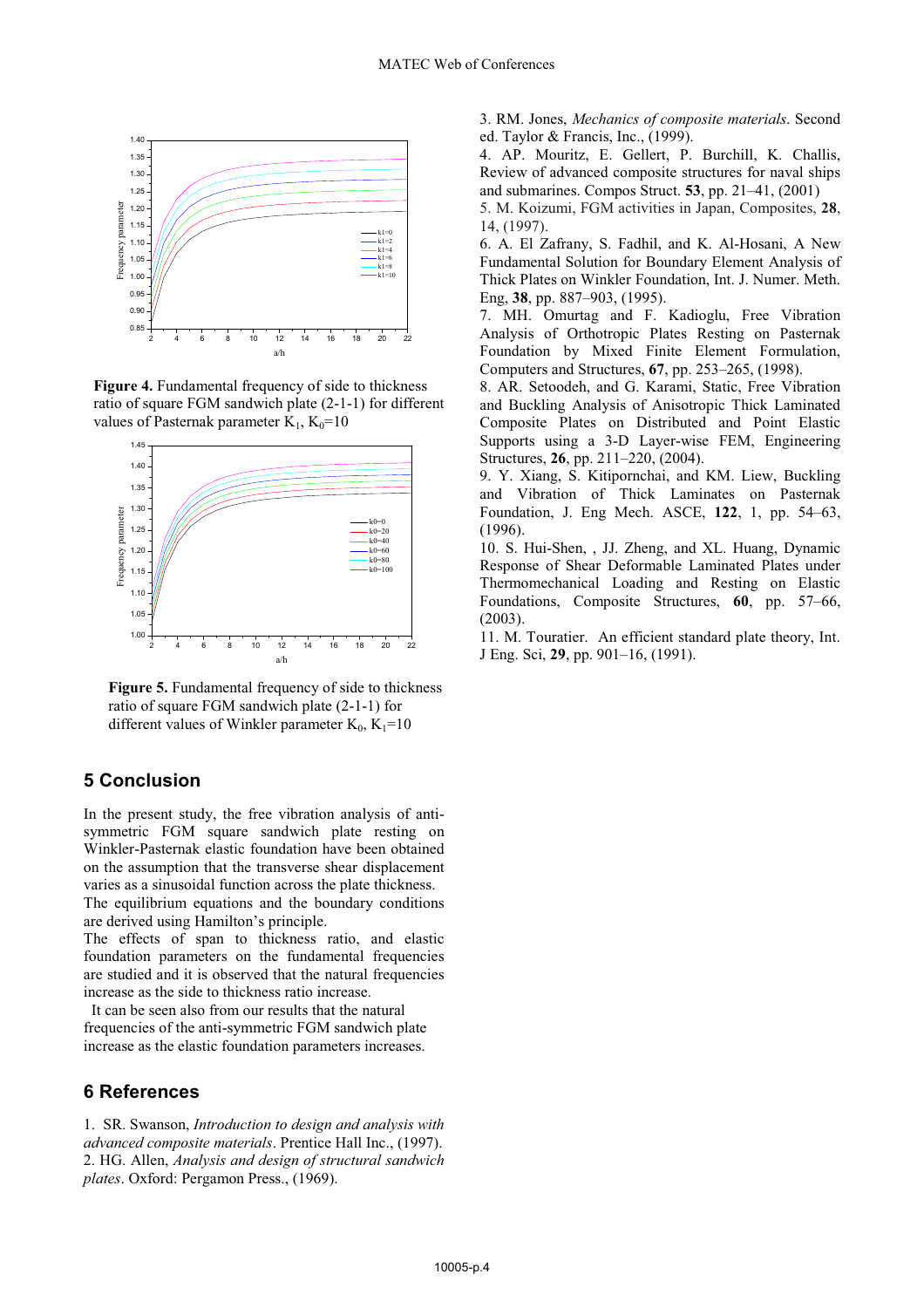1.40
1.35
1.30
1.25
1.20
1.15
1.10
1.05
1.00
0.95
0.90
0.85

Frequency parameter

2 4 6 8 10 12 14 16 18 20 22

a/h

k1=0
k1=2
k1=4
k1=6
k1=8
k1=10

**Figure 4.** Fundamental frequency of side to thickness ratio of square FGM sandwich plate (2-1-1) for different values of Pasternak parameter $K_1$, $K_0$=10

1.45
1.40
1.35
1.30
1.25
1.20
1.15
1.10
1.05
1.00

Frequency parameter

2 4 6 8 10 12 14 16 18 20 22

a/h

k0=0
k0=20
k0=40
k0=60
k0=80
k0=100

**Figure 5.** Fundamental frequency of side to thickness ratio of square FGM sandwich plate (2-1-1) for different values of Winkler parameter $K_0$, $K_1$=10

## 5 Conclusion

In the present study, the free vibration analysis of anti-symmetric FGM square sandwich plate resting on Winkler-Pasternak elastic foundation have been obtained on the assumption that the transverse shear displacement varies as a sinusoidal function across the plate thickness. The equilibrium equations and the boundary conditions are derived using Hamilton's principle.

The effects of span to thickness ratio, and elastic foundation parameters on the fundamental frequencies are studied and it is observed that the natural frequencies increase as the side to thickness ratio increase.

It can be seen also from our results that the natural frequencies of the anti-symmetric FGM sandwich plate increase as the elastic foundation parameters increases.

## 6 References

1. SR. Swanson, *Introduction to design and analysis with advanced composite materials*. Prentice Hall Inc., (1997).
2. HG. Allen, *Analysis and design of structural sandwich plates*. Oxford: Pergamon Press., (1969).
3. RM. Jones, *Mechanics of composite materials*. Second ed. Taylor & Francis, Inc., (1999).
4. AP. Mouritz, E. Gellert, P. Burchill, K. Challis, Review of advanced composite structures for naval ships and submarines. Compos Struct. **53**, pp. 21–41, (2001)
5. M. Koizumi, FGM activities in Japan, Composites, **28**, 14, (1997).
6. A. El Zafrany, S. Fadhil, and K. Al-Hosani, A New Fundamental Solution for Boundary Element Analysis of Thick Plates on Winkler Foundation, Int. J. Numer. Meth. Eng, **38**, pp. 887–903, (1995).
7. MH. Omurtag and F. Kadioglu, Free Vibration Analysis of Orthotropic Plates Resting on Pasternak Foundation by Mixed Finite Element Formulation, Computers and Structures, **67**, pp. 253–265, (1998).
8. AR. Setoodeh, and G. Karami, Static, Free Vibration and Buckling Analysis of Anisotropic Thick Laminated Composite Plates on Distributed and Point Elastic Supports using a 3-D Layer-wise FEM, Engineering Structures, **26**, pp. 211–220, (2004).
9. Y. Xiang, S. Kitipornchai, and KM. Liew, Buckling and Vibration of Thick Laminates on Pasternak Foundation, J. Eng Mech. ASCE, **122**, 1, pp. 54–63, (1996).
10. S. Hui-Shen, , JJ. Zheng, and XL. Huang, Dynamic Response of Shear Deformable Laminated Plates under Thermomechanical Loading and Resting on Elastic Foundations, Composite Structures, **60**, pp. 57–66, (2003).
11. M. Touratier. An efficient standard plate theory, Int. J Eng. Sci, **29**, pp. 901–16, (1991).